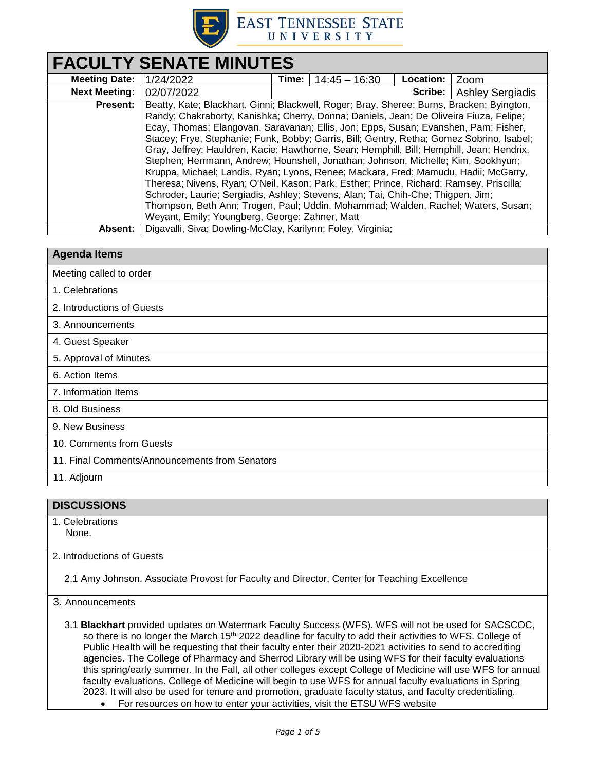East Tennessee State University

# FACULTY SENATE MINUTES

| Meeting Date: | 1/24/2022 | Time: | 14:45 – 16:30 | Location: | Zoom |
|---|---|---|---|---|---|
| Next Meeting: | 02/07/2022 | | | Scribe: | Ashley Sergiadis |
| Present: | Beatty, Kate; Blackhart, Ginni; Blackwell, Roger; Bray, Sheree; Burns, Bracken; Byington, Randy; Chakraborty, Kanishka; Cherry, Donna; Daniels, Jean; De Oliveira Fiuza, Felipe; Ecay, Thomas; Elangovan, Saravanan; Ellis, Jon; Epps, Susan; Evanshen, Pam; Fisher, Stacey; Frye, Stephanie; Funk, Bobby; Garris, Bill; Gentry, Retha; Gomez Sobrino, Isabel; Gray, Jeffrey; Hauldren, Kacie; Hawthorne, Sean; Hemphill, Bill; Hemphill, Jean; Hendrix, Stephen; Herrmann, Andrew; Hounshell, Jonathan; Johnson, Michelle; Kim, Sookhyun; Kruppa, Michael; Landis, Ryan; Lyons, Renee; Mackara, Fred; Mamudu, Hadii; McGarry, Theresa; Nivens, Ryan; O'Neil, Kason; Park, Esther; Prince, Richard; Ramsey, Priscilla; Schroder, Laurie; Sergiadis, Ashley; Stevens, Alan; Tai, Chih-Che; Thigpen, Jim; Thompson, Beth Ann; Trogen, Paul; Uddin, Mohammad; Walden, Rachel; Waters, Susan; Weyant, Emily; Youngberg, George; Zahner, Matt | | | | | |
| Absent: | Digavalli, Siva; Dowling-McClay, Karilynn; Foley, Virginia; | | | | | |

## Agenda Items

- Meeting called to order
- 1. Celebrations
- 2. Introductions of Guests
- 3. Announcements
- 4. Guest Speaker
- 5. Approval of Minutes
- 6. Action Items
- 7. Information Items
- 8. Old Business
- 9. New Business
- 10. Comments from Guests
- 11. Final Comments/Announcements from Senators
- 11. Adjourn

## DISCUSSIONS

1. Celebrations

   None.

2. Introductions of Guests

   2.1 Amy Johnson, Associate Provost for Faculty and Director, Center for Teaching Excellence

3. Announcements

   3.1 **Blackhart** provided updates on Watermark Faculty Success (WFS). WFS will not be used for SACSCOC, so there is no longer the March 15th 2022 deadline for faculty to add their activities to WFS. College of Public Health will be requesting that their faculty enter their 2020-2021 activities to send to accrediting agencies. The College of Pharmacy and Sherrod Library will be using WFS for their faculty evaluations this spring/early summer. In the Fall, all other colleges except College of Medicine will use WFS for annual faculty evaluations. College of Medicine will begin to use WFS for annual faculty evaluations in Spring 2023. It will also be used for tenure and promotion, graduate faculty status, and faculty credentialing.

   - For resources on how to enter your activities, visit the ETSU WFS website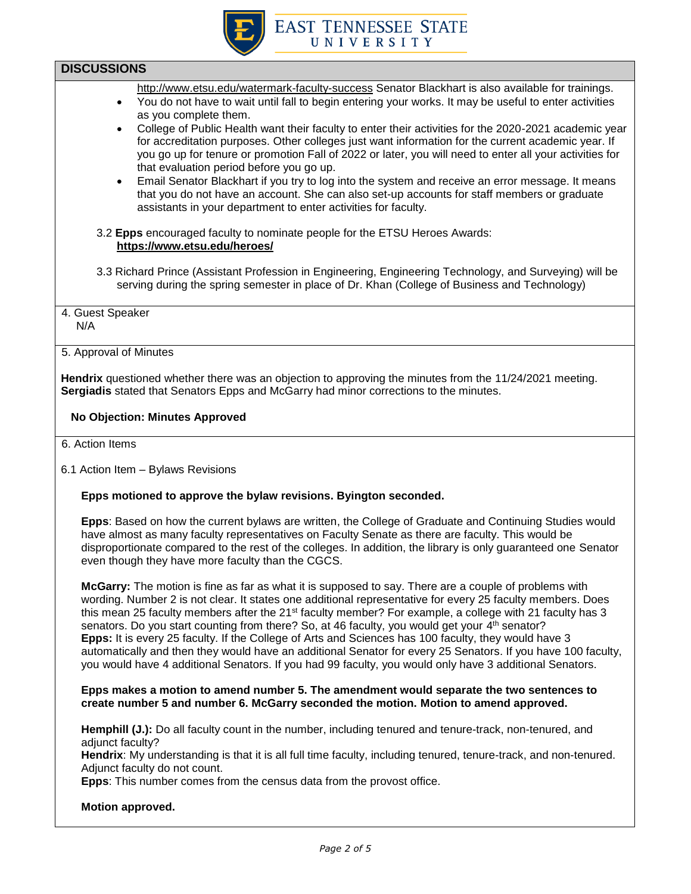## DISCUSSIONS

http://www.etsu.edu/watermark-faculty-success Senator Blackhart is also available for trainings.

- You do not have to wait until fall to begin entering your works. It may be useful to enter activities as you complete them.
- College of Public Health want their faculty to enter their activities for the 2020-2021 academic year for accreditation purposes. Other colleges just want information for the current academic year. If you go up for tenure or promotion Fall of 2022 or later, you will need to enter all your activities for that evaluation period before you go up.
- Email Senator Blackhart if you try to log into the system and receive an error message. It means that you do not have an account. She can also set-up accounts for staff members or graduate assistants in your department to enter activities for faculty.

3.2 **Epps** encouraged faculty to nominate people for the ETSU Heroes Awards: **https://www.etsu.edu/heroes/**

3.3 Richard Prince (Assistant Profession in Engineering, Engineering Technology, and Surveying) will be serving during the spring semester in place of Dr. Khan (College of Business and Technology)

4. Guest Speaker
N/A

5. Approval of Minutes

**Hendrix** questioned whether there was an objection to approving the minutes from the 11/24/2021 meeting. **Sergiadis** stated that Senators Epps and McGarry had minor corrections to the minutes.

**No Objection: Minutes Approved**

6. Action Items

6.1 Action Item – Bylaws Revisions

**Epps motioned to approve the bylaw revisions. Byington seconded.**

**Epps**: Based on how the current bylaws are written, the College of Graduate and Continuing Studies would have almost as many faculty representatives on Faculty Senate as there are faculty. This would be disproportionate compared to the rest of the colleges. In addition, the library is only guaranteed one Senator even though they have more faculty than the CGCS.

**McGarry:** The motion is fine as far as what it is supposed to say. There are a couple of problems with wording. Number 2 is not clear. It states one additional representative for every 25 faculty members. Does this mean 25 faculty members after the 21st faculty member? For example, a college with 21 faculty has 3 senators. Do you start counting from there? So, at 46 faculty, you would get your 4th senator?
**Epps:** It is every 25 faculty. If the College of Arts and Sciences has 100 faculty, they would have 3 automatically and then they would have an additional Senator for every 25 Senators. If you have 100 faculty, you would have 4 additional Senators. If you had 99 faculty, you would only have 3 additional Senators.

**Epps makes a motion to amend number 5. The amendment would separate the two sentences to create number 5 and number 6. McGarry seconded the motion. Motion to amend approved.**

**Hemphill (J.):** Do all faculty count in the number, including tenured and tenure-track, non-tenured, and adjunct faculty?
**Hendrix**: My understanding is that it is all full time faculty, including tenured, tenure-track, and non-tenured. Adjunct faculty do not count.
**Epps**: This number comes from the census data from the provost office.

**Motion approved.**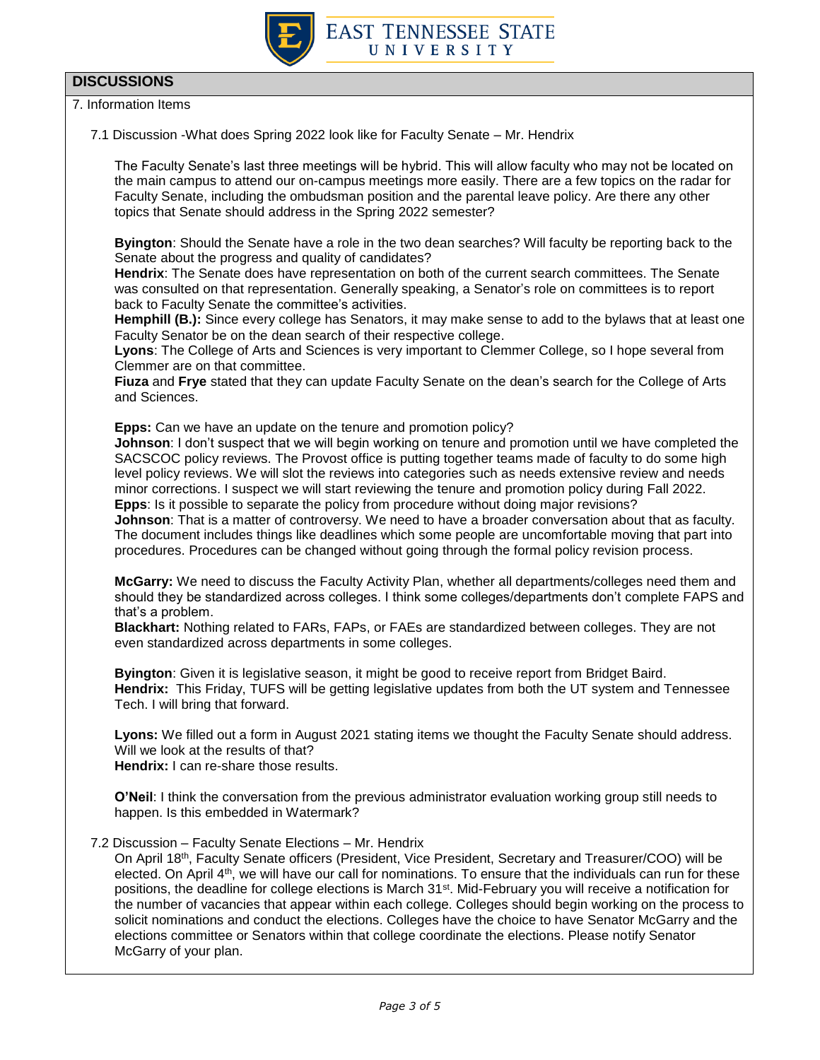## DISCUSSIONS

7. Information Items

7.1 Discussion -What does Spring 2022 look like for Faculty Senate – Mr. Hendrix

The Faculty Senate's last three meetings will be hybrid. This will allow faculty who may not be located on the main campus to attend our on-campus meetings more easily. There are a few topics on the radar for Faculty Senate, including the ombudsman position and the parental leave policy. Are there any other topics that Senate should address in the Spring 2022 semester?

**Byington**: Should the Senate have a role in the two dean searches? Will faculty be reporting back to the Senate about the progress and quality of candidates?
**Hendrix**: The Senate does have representation on both of the current search committees. The Senate was consulted on that representation. Generally speaking, a Senator's role on committees is to report back to Faculty Senate the committee's activities.
**Hemphill (B.):** Since every college has Senators, it may make sense to add to the bylaws that at least one Faculty Senator be on the dean search of their respective college.
**Lyons**: The College of Arts and Sciences is very important to Clemmer College, so I hope several from Clemmer are on that committee.
**Fiuza** and **Frye** stated that they can update Faculty Senate on the dean's search for the College of Arts and Sciences.

**Epps:** Can we have an update on the tenure and promotion policy?
**Johnson**: I don't suspect that we will begin working on tenure and promotion until we have completed the SACSCOC policy reviews. The Provost office is putting together teams made of faculty to do some high level policy reviews. We will slot the reviews into categories such as needs extensive review and needs minor corrections. I suspect we will start reviewing the tenure and promotion policy during Fall 2022.
**Epps**: Is it possible to separate the policy from procedure without doing major revisions?
**Johnson**: That is a matter of controversy. We need to have a broader conversation about that as faculty. The document includes things like deadlines which some people are uncomfortable moving that part into procedures. Procedures can be changed without going through the formal policy revision process.

**McGarry:** We need to discuss the Faculty Activity Plan, whether all departments/colleges need them and should they be standardized across colleges. I think some colleges/departments don't complete FAPS and that's a problem.
**Blackhart:** Nothing related to FARs, FAPs, or FAEs are standardized between colleges. They are not even standardized across departments in some colleges.

**Byington**: Given it is legislative season, it might be good to receive report from Bridget Baird.
**Hendrix:** This Friday, TUFS will be getting legislative updates from both the UT system and Tennessee Tech. I will bring that forward.

**Lyons:** We filled out a form in August 2021 stating items we thought the Faculty Senate should address. Will we look at the results of that?
**Hendrix:** I can re-share those results.

**O'Neil**: I think the conversation from the previous administrator evaluation working group still needs to happen. Is this embedded in Watermark?

7.2 Discussion – Faculty Senate Elections – Mr. Hendrix

On April 18th, Faculty Senate officers (President, Vice President, Secretary and Treasurer/COO) will be elected. On April 4th, we will have our call for nominations. To ensure that the individuals can run for these positions, the deadline for college elections is March 31st. Mid-February you will receive a notification for the number of vacancies that appear within each college. Colleges should begin working on the process to solicit nominations and conduct the elections. Colleges have the choice to have Senator McGarry and the elections committee or Senators within that college coordinate the elections. Please notify Senator McGarry of your plan.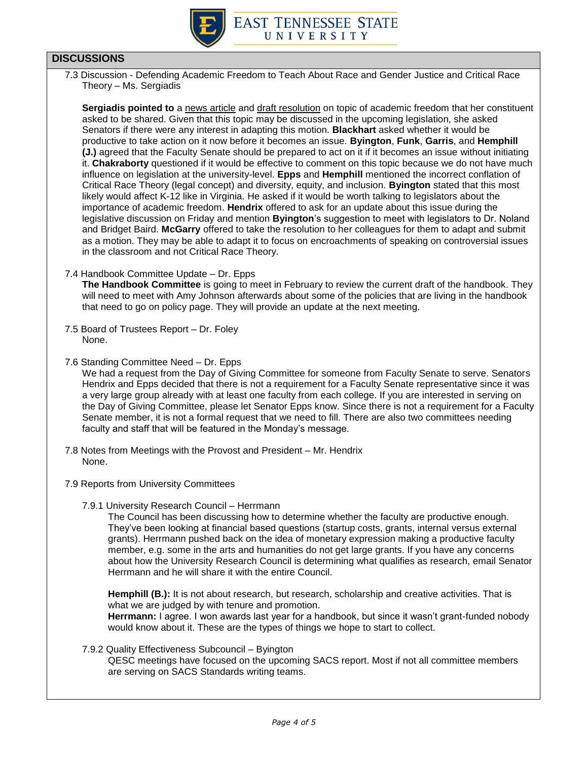## DISCUSSIONS

7.3 Discussion - Defending Academic Freedom to Teach About Race and Gender Justice and Critical Race Theory – Ms. Sergiadis

**Sergiadis pointed to** a news article and draft resolution on topic of academic freedom that her constituent asked to be shared. Given that this topic may be discussed in the upcoming legislation, she asked Senators if there were any interest in adapting this motion. **Blackhart** asked whether it would be productive to take action on it now before it becomes an issue. **Byington**, **Funk**, **Garris**, and **Hemphill (J.)** agreed that the Faculty Senate should be prepared to act on it if it becomes an issue without initiating it. **Chakraborty** questioned if it would be effective to comment on this topic because we do not have much influence on legislation at the university-level. **Epps** and **Hemphill** mentioned the incorrect conflation of Critical Race Theory (legal concept) and diversity, equity, and inclusion. **Byington** stated that this most likely would affect K-12 like in Virginia. He asked if it would be worth talking to legislators about the importance of academic freedom. **Hendrix** offered to ask for an update about this issue during the legislative discussion on Friday and mention **Byington**'s suggestion to meet with legislators to Dr. Noland and Bridget Baird. **McGarry** offered to take the resolution to her colleagues for them to adapt and submit as a motion. They may be able to adapt it to focus on encroachments of speaking on controversial issues in the classroom and not Critical Race Theory.

7.4 Handbook Committee Update – Dr. Epps

**The Handbook Committee** is going to meet in February to review the current draft of the handbook. They will need to meet with Amy Johnson afterwards about some of the policies that are living in the handbook that need to go on policy page. They will provide an update at the next meeting.

7.5 Board of Trustees Report – Dr. Foley

None.

7.6 Standing Committee Need – Dr. Epps

We had a request from the Day of Giving Committee for someone from Faculty Senate to serve. Senators Hendrix and Epps decided that there is not a requirement for a Faculty Senate representative since it was a very large group already with at least one faculty from each college. If you are interested in serving on the Day of Giving Committee, please let Senator Epps know. Since there is not a requirement for a Faculty Senate member, it is not a formal request that we need to fill. There are also two committees needing faculty and staff that will be featured in the Monday's message.

7.8 Notes from Meetings with the Provost and President – Mr. Hendrix

None.

7.9 Reports from University Committees

7.9.1 University Research Council – Herrmann

The Council has been discussing how to determine whether the faculty are productive enough. They've been looking at financial based questions (startup costs, grants, internal versus external grants). Herrmann pushed back on the idea of monetary expression making a productive faculty member, e.g. some in the arts and humanities do not get large grants. If you have any concerns about how the University Research Council is determining what qualifies as research, email Senator Herrmann and he will share it with the entire Council.

**Hemphill (B.):** It is not about research, but research, scholarship and creative activities. That is what we are judged by with tenure and promotion.

**Herrmann:** I agree. I won awards last year for a handbook, but since it wasn't grant-funded nobody would know about it. These are the types of things we hope to start to collect.

7.9.2 Quality Effectiveness Subcouncil – Byington

QESC meetings have focused on the upcoming SACS report. Most if not all committee members are serving on SACS Standards writing teams.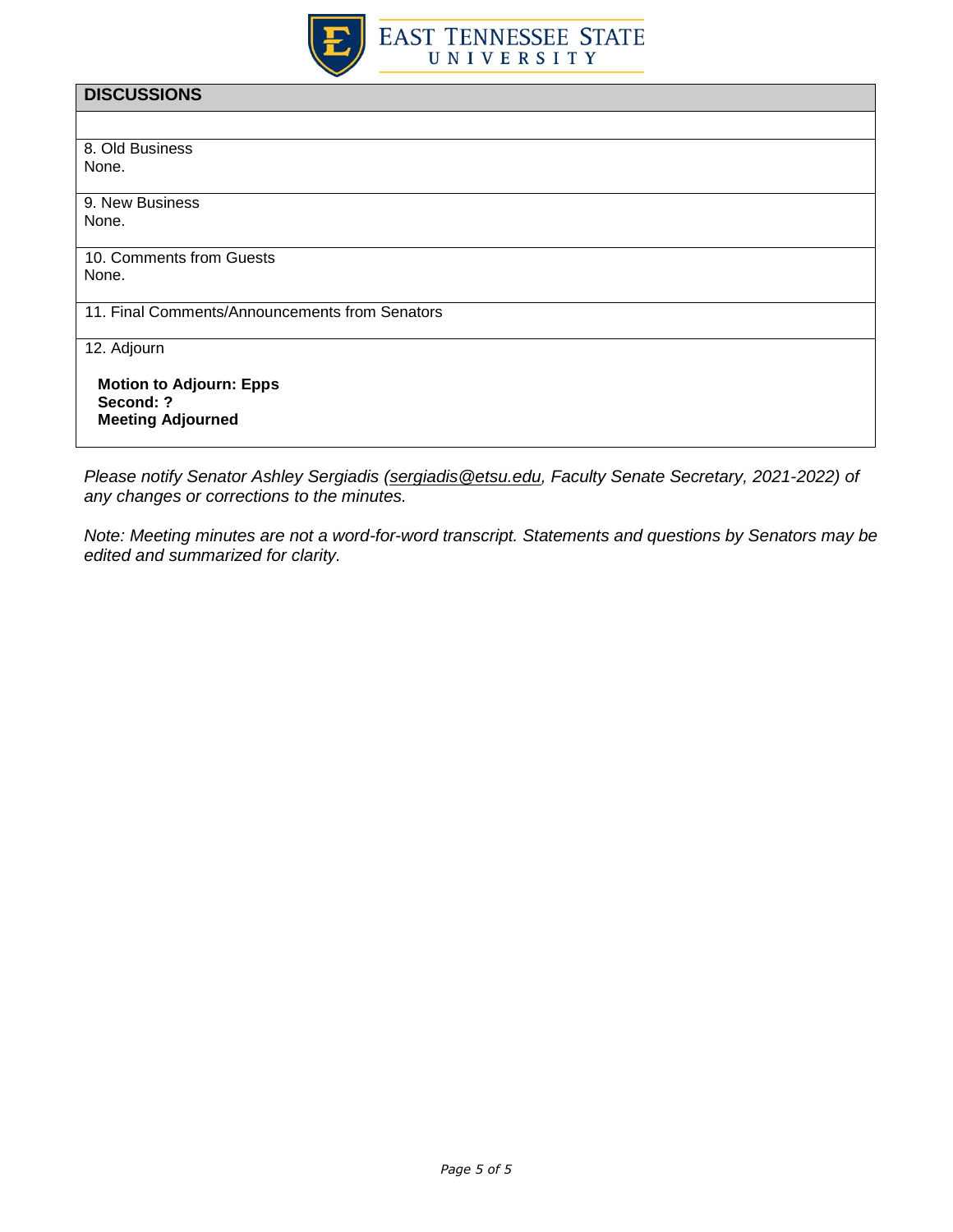## DISCUSSIONS

8. Old Business
None.

9. New Business
None.

10. Comments from Guests
None.

11. Final Comments/Announcements from Senators

12. Adjourn

**Motion to Adjourn: Epps**
**Second: ?**
**Meeting Adjourned**

*Please notify Senator Ashley Sergiadis (sergiadis@etsu.edu, Faculty Senate Secretary, 2021-2022) of any changes or corrections to the minutes.*

*Note: Meeting minutes are not a word-for-word transcript. Statements and questions by Senators may be edited and summarized for clarity.*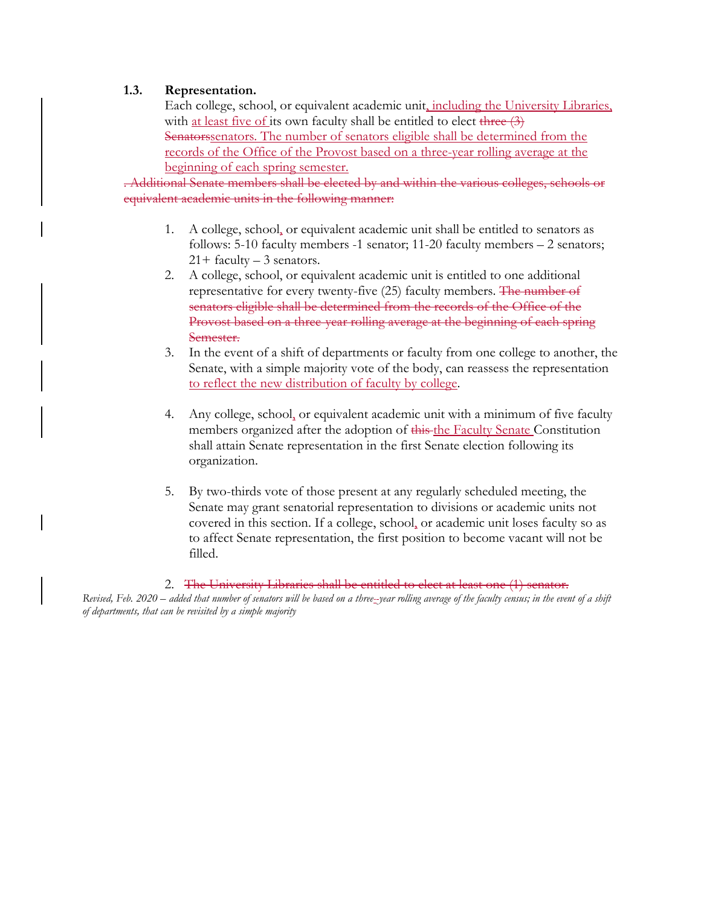### 1.3. Representation.

Each college, school, or equivalent academic unit, including the University Libraries, with at least five of its own faculty shall be entitled to elect ~~three (3) Senators~~senators. The number of senators eligible shall be determined from the records of the Office of the Provost based on a three-year rolling average at the beginning of each spring semester.

~~. Additional Senate members shall be elected by and within the various colleges, schools or equivalent academic units in the following manner:~~

1. A college, school, or equivalent academic unit shall be entitled to senators as follows: 5-10 faculty members -1 senator; 11-20 faculty members – 2 senators; 21+ faculty – 3 senators.
2. A college, school, or equivalent academic unit is entitled to one additional representative for every twenty-five (25) faculty members. ~~The number of senators eligible shall be determined from the records of the Office of the Provost based on a three-year rolling average at the beginning of each spring Semester.~~
3. In the event of a shift of departments or faculty from one college to another, the Senate, with a simple majority vote of the body, can reassess the representation to reflect the new distribution of faculty by college.
4. Any college, school, or equivalent academic unit with a minimum of five faculty members organized after the adoption of ~~this~~ the Faculty Senate Constitution shall attain Senate representation in the first Senate election following its organization.
5. By two-thirds vote of those present at any regularly scheduled meeting, the Senate may grant senatorial representation to divisions or academic units not covered in this section. If a college, school, or academic unit loses faculty so as to affect Senate representation, the first position to become vacant will not be filled.

2. ~~The University Libraries shall be entitled to elect at least one (1) senator.~~

*Revised, Feb. 2020 – added that number of senators will be based on a three-~~-~~year rolling average of the faculty census; in the event of a shift of departments, that can be revisited by a simple majority*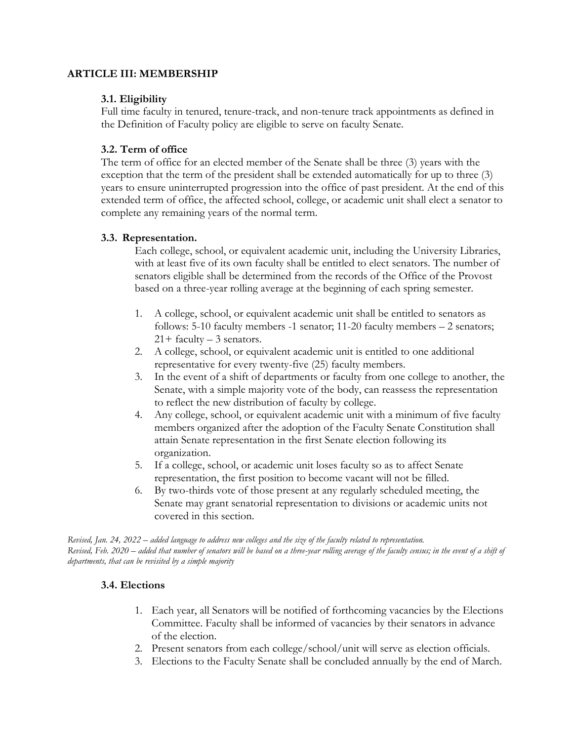## ARTICLE III: MEMBERSHIP

### 3.1. Eligibility

Full time faculty in tenured, tenure-track, and non-tenure track appointments as defined in the Definition of Faculty policy are eligible to serve on faculty Senate.

### 3.2. Term of office

The term of office for an elected member of the Senate shall be three (3) years with the exception that the term of the president shall be extended automatically for up to three (3) years to ensure uninterrupted progression into the office of past president. At the end of this extended term of office, the affected school, college, or academic unit shall elect a senator to complete any remaining years of the normal term.

### 3.3. Representation.

Each college, school, or equivalent academic unit, including the University Libraries, with at least five of its own faculty shall be entitled to elect senators. The number of senators eligible shall be determined from the records of the Office of the Provost based on a three-year rolling average at the beginning of each spring semester.

1. A college, school, or equivalent academic unit shall be entitled to senators as follows: 5-10 faculty members -1 senator; 11-20 faculty members – 2 senators; 21+ faculty – 3 senators.
2. A college, school, or equivalent academic unit is entitled to one additional representative for every twenty-five (25) faculty members.
3. In the event of a shift of departments or faculty from one college to another, the Senate, with a simple majority vote of the body, can reassess the representation to reflect the new distribution of faculty by college.
4. Any college, school, or equivalent academic unit with a minimum of five faculty members organized after the adoption of the Faculty Senate Constitution shall attain Senate representation in the first Senate election following its organization.
5. If a college, school, or academic unit loses faculty so as to affect Senate representation, the first position to become vacant will not be filled.
6. By two-thirds vote of those present at any regularly scheduled meeting, the Senate may grant senatorial representation to divisions or academic units not covered in this section.

*Revised, Jan. 24, 2022 – added language to address new colleges and the size of the faculty related to representation.*
*Revised, Feb. 2020 – added that number of senators will be based on a three-year rolling average of the faculty census; in the event of a shift of departments, that can be revisited by a simple majority*

### 3.4. Elections

1. Each year, all Senators will be notified of forthcoming vacancies by the Elections Committee. Faculty shall be informed of vacancies by their senators in advance of the election.
2. Present senators from each college/school/unit will serve as election officials.
3. Elections to the Faculty Senate shall be concluded annually by the end of March.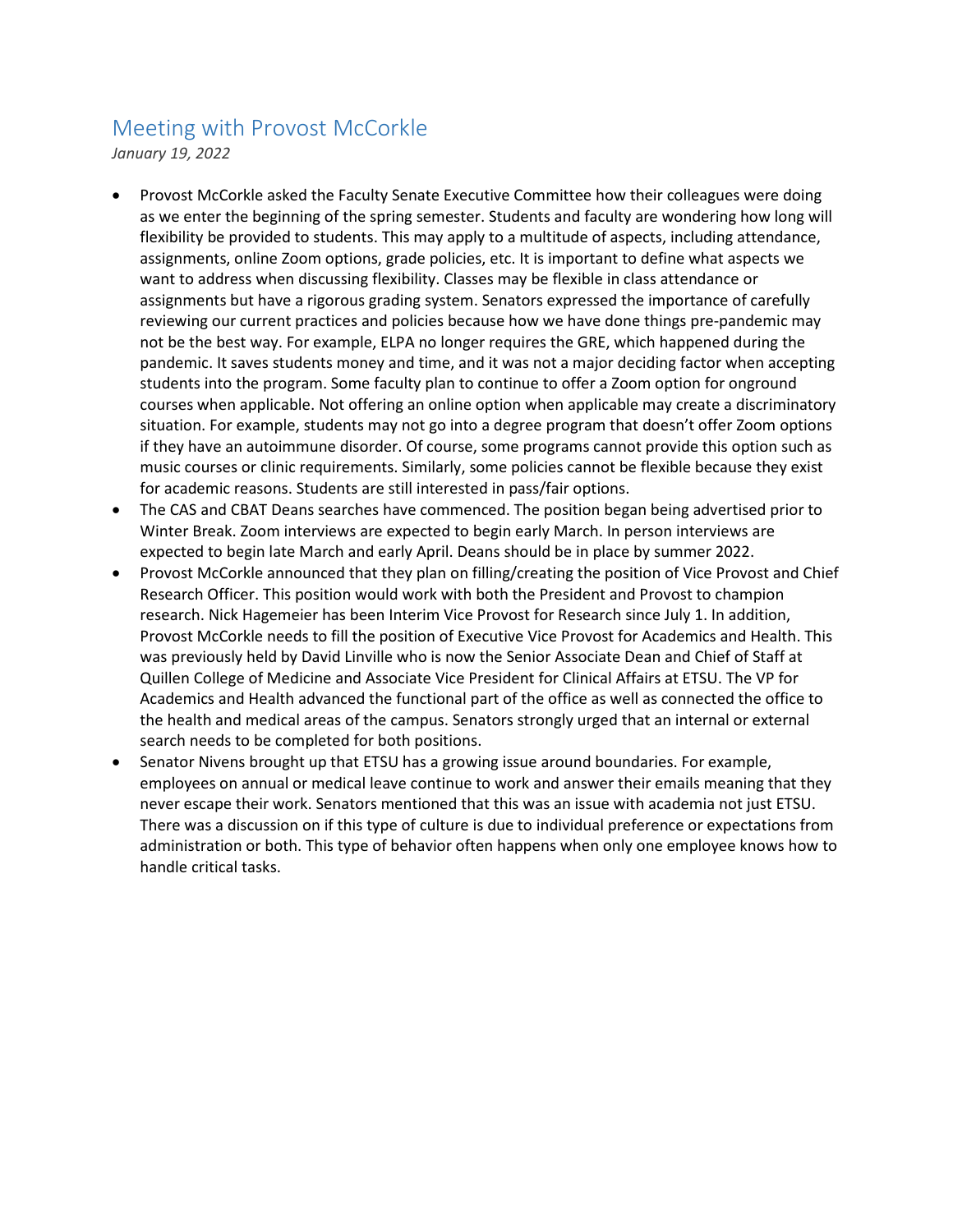## Meeting with Provost McCorkle

*January 19, 2022*

- Provost McCorkle asked the Faculty Senate Executive Committee how their colleagues were doing as we enter the beginning of the spring semester. Students and faculty are wondering how long will flexibility be provided to students. This may apply to a multitude of aspects, including attendance, assignments, online Zoom options, grade policies, etc. It is important to define what aspects we want to address when discussing flexibility. Classes may be flexible in class attendance or assignments but have a rigorous grading system. Senators expressed the importance of carefully reviewing our current practices and policies because how we have done things pre-pandemic may not be the best way. For example, ELPA no longer requires the GRE, which happened during the pandemic. It saves students money and time, and it was not a major deciding factor when accepting students into the program. Some faculty plan to continue to offer a Zoom option for onground courses when applicable. Not offering an online option when applicable may create a discriminatory situation. For example, students may not go into a degree program that doesn't offer Zoom options if they have an autoimmune disorder. Of course, some programs cannot provide this option such as music courses or clinic requirements. Similarly, some policies cannot be flexible because they exist for academic reasons. Students are still interested in pass/fair options.
- The CAS and CBAT Deans searches have commenced. The position began being advertised prior to Winter Break. Zoom interviews are expected to begin early March. In person interviews are expected to begin late March and early April. Deans should be in place by summer 2022.
- Provost McCorkle announced that they plan on filling/creating the position of Vice Provost and Chief Research Officer. This position would work with both the President and Provost to champion research. Nick Hagemeier has been Interim Vice Provost for Research since July 1. In addition, Provost McCorkle needs to fill the position of Executive Vice Provost for Academics and Health. This was previously held by David Linville who is now the Senior Associate Dean and Chief of Staff at Quillen College of Medicine and Associate Vice President for Clinical Affairs at ETSU. The VP for Academics and Health advanced the functional part of the office as well as connected the office to the health and medical areas of the campus. Senators strongly urged that an internal or external search needs to be completed for both positions.
- Senator Nivens brought up that ETSU has a growing issue around boundaries. For example, employees on annual or medical leave continue to work and answer their emails meaning that they never escape their work. Senators mentioned that this was an issue with academia not just ETSU. There was a discussion on if this type of culture is due to individual preference or expectations from administration or both. This type of behavior often happens when only one employee knows how to handle critical tasks.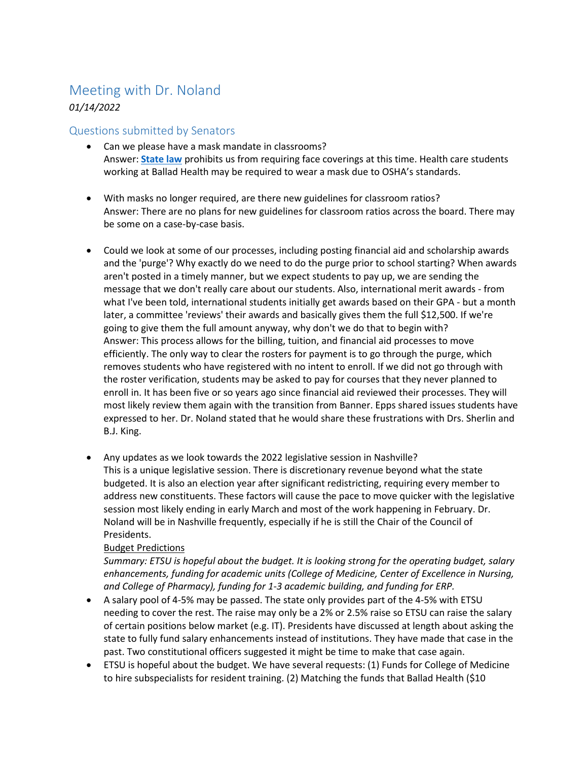# Meeting with Dr. Noland

*01/14/2022*

## Questions submitted by Senators

- Can we please have a mask mandate in classrooms?
  Answer: **[State law](#)** prohibits us from requiring face coverings at this time. Health care students working at Ballad Health may be required to wear a mask due to OSHA's standards.

- With masks no longer required, are there new guidelines for classroom ratios?
  Answer: There are no plans for new guidelines for classroom ratios across the board. There may be some on a case-by-case basis.

- Could we look at some of our processes, including posting financial aid and scholarship awards and the 'purge'? Why exactly do we need to do the purge prior to school starting? When awards aren't posted in a timely manner, but we expect students to pay up, we are sending the message that we don't really care about our students. Also, international merit awards - from what I've been told, international students initially get awards based on their GPA - but a month later, a committee 'reviews' their awards and basically gives them the full $12,500. If we're going to give them the full amount anyway, why don't we do that to begin with?
  Answer: This process allows for the billing, tuition, and financial aid processes to move efficiently. The only way to clear the rosters for payment is to go through the purge, which removes students who have registered with no intent to enroll. If we did not go through with the roster verification, students may be asked to pay for courses that they never planned to enroll in. It has been five or so years ago since financial aid reviewed their processes. They will most likely review them again with the transition from Banner. Epps shared issues students have expressed to her. Dr. Noland stated that he would share these frustrations with Drs. Sherlin and B.J. King.

- Any updates as we look towards the 2022 legislative session in Nashville?
  This is a unique legislative session. There is discretionary revenue beyond what the state budgeted. It is also an election year after significant redistricting, requiring every member to address new constituents. These factors will cause the pace to move quicker with the legislative session most likely ending in early March and most of the work happening in February. Dr. Noland will be in Nashville frequently, especially if he is still the Chair of the Council of Presidents.

  <u>Budget Predictions</u>

  *Summary: ETSU is hopeful about the budget. It is looking strong for the operating budget, salary enhancements, funding for academic units (College of Medicine, Center of Excellence in Nursing, and College of Pharmacy), funding for 1-3 academic building, and funding for ERP.*

- A salary pool of 4-5% may be passed. The state only provides part of the 4-5% with ETSU needing to cover the rest. The raise may only be a 2% or 2.5% raise so ETSU can raise the salary of certain positions below market (e.g. IT). Presidents have discussed at length about asking the state to fully fund salary enhancements instead of institutions. They have made that case in the past. Two constitutional officers suggested it might be time to make that case again.
- ETSU is hopeful about the budget. We have several requests: (1) Funds for College of Medicine to hire subspecialists for resident training. (2) Matching the funds that Ballad Health ($10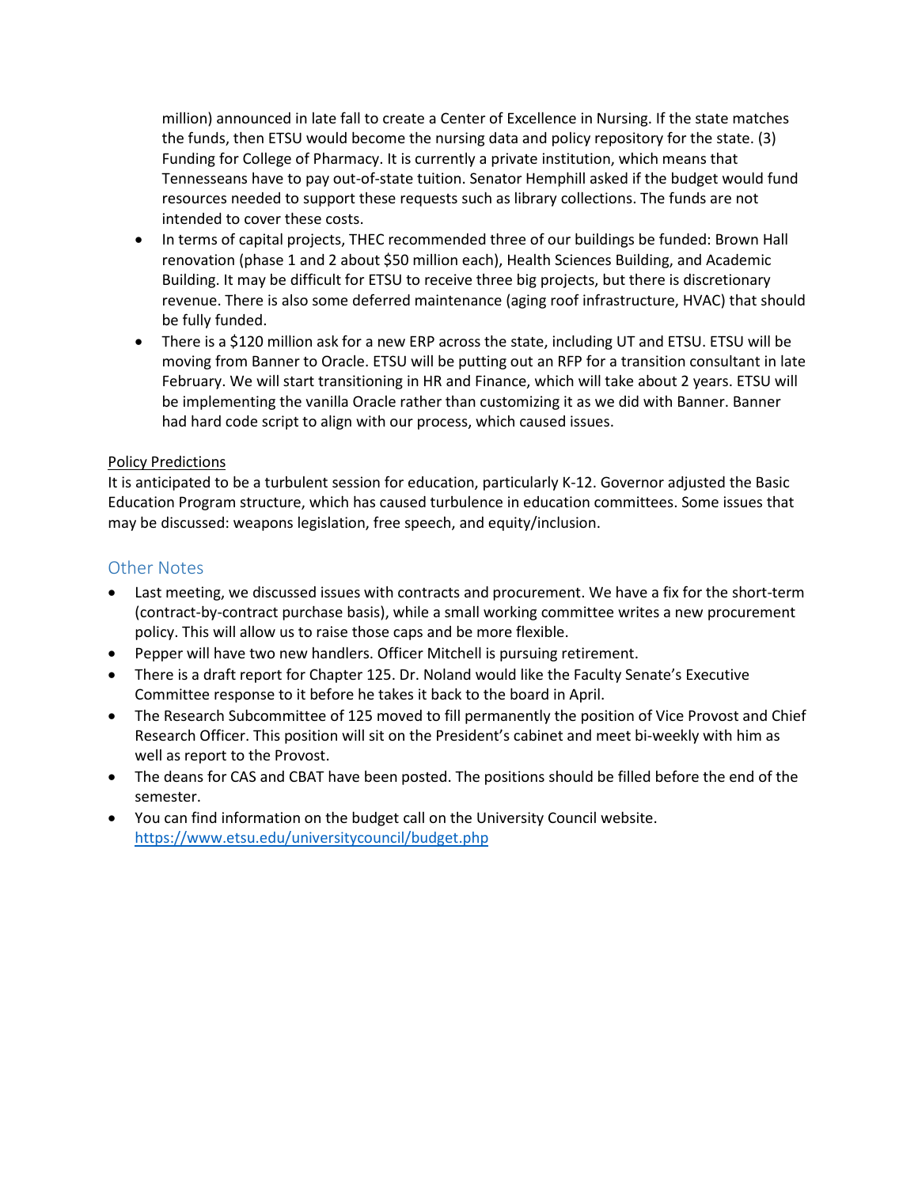million) announced in late fall to create a Center of Excellence in Nursing. If the state matches the funds, then ETSU would become the nursing data and policy repository for the state. (3) Funding for College of Pharmacy. It is currently a private institution, which means that Tennesseans have to pay out-of-state tuition. Senator Hemphill asked if the budget would fund resources needed to support these requests such as library collections. The funds are not intended to cover these costs.

- In terms of capital projects, THEC recommended three of our buildings be funded: Brown Hall renovation (phase 1 and 2 about $50 million each), Health Sciences Building, and Academic Building. It may be difficult for ETSU to receive three big projects, but there is discretionary revenue. There is also some deferred maintenance (aging roof infrastructure, HVAC) that should be fully funded.
- There is a $120 million ask for a new ERP across the state, including UT and ETSU. ETSU will be moving from Banner to Oracle. ETSU will be putting out an RFP for a transition consultant in late February. We will start transitioning in HR and Finance, which will take about 2 years. ETSU will be implementing the vanilla Oracle rather than customizing it as we did with Banner. Banner had hard code script to align with our process, which caused issues.

<u>Policy Predictions</u>

It is anticipated to be a turbulent session for education, particularly K-12. Governor adjusted the Basic Education Program structure, which has caused turbulence in education committees. Some issues that may be discussed: weapons legislation, free speech, and equity/inclusion.

## Other Notes

- Last meeting, we discussed issues with contracts and procurement. We have a fix for the short-term (contract-by-contract purchase basis), while a small working committee writes a new procurement policy. This will allow us to raise those caps and be more flexible.
- Pepper will have two new handlers. Officer Mitchell is pursuing retirement.
- There is a draft report for Chapter 125. Dr. Noland would like the Faculty Senate's Executive Committee response to it before he takes it back to the board in April.
- The Research Subcommittee of 125 moved to fill permanently the position of Vice Provost and Chief Research Officer. This position will sit on the President's cabinet and meet bi-weekly with him as well as report to the Provost.
- The deans for CAS and CBAT have been posted. The positions should be filled before the end of the semester.
- You can find information on the budget call on the University Council website. https://www.etsu.edu/universitycouncil/budget.php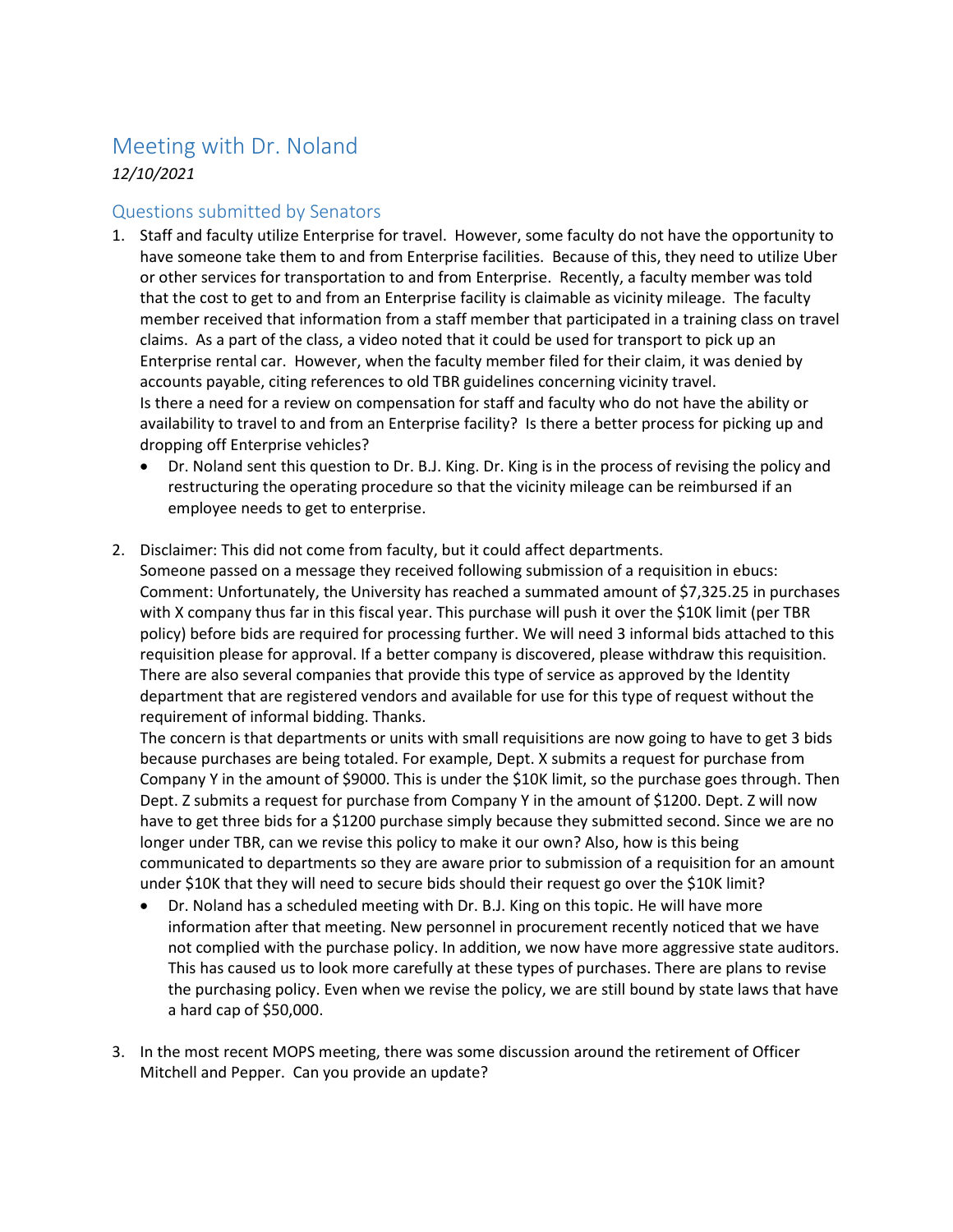# Meeting with Dr. Noland

*12/10/2021*

## Questions submitted by Senators

1. Staff and faculty utilize Enterprise for travel. However, some faculty do not have the opportunity to have someone take them to and from Enterprise facilities. Because of this, they need to utilize Uber or other services for transportation to and from Enterprise. Recently, a faculty member was told that the cost to get to and from an Enterprise facility is claimable as vicinity mileage. The faculty member received that information from a staff member that participated in a training class on travel claims. As a part of the class, a video noted that it could be used for transport to pick up an Enterprise rental car. However, when the faculty member filed for their claim, it was denied by accounts payable, citing references to old TBR guidelines concerning vicinity travel.
   Is there a need for a review on compensation for staff and faculty who do not have the ability or availability to travel to and from an Enterprise facility? Is there a better process for picking up and dropping off Enterprise vehicles?
   - Dr. Noland sent this question to Dr. B.J. King. Dr. King is in the process of revising the policy and restructuring the operating procedure so that the vicinity mileage can be reimbursed if an employee needs to get to enterprise.

2. Disclaimer: This did not come from faculty, but it could affect departments.
   Someone passed on a message they received following submission of a requisition in ebucs: Comment: Unfortunately, the University has reached a summated amount of $7,325.25 in purchases with X company thus far in this fiscal year. This purchase will push it over the $10K limit (per TBR policy) before bids are required for processing further. We will need 3 informal bids attached to this requisition please for approval. If a better company is discovered, please withdraw this requisition. There are also several companies that provide this type of service as approved by the Identity department that are registered vendors and available for use for this type of request without the requirement of informal bidding. Thanks.
   The concern is that departments or units with small requisitions are now going to have to get 3 bids because purchases are being totaled. For example, Dept. X submits a request for purchase from Company Y in the amount of $9000. This is under the $10K limit, so the purchase goes through. Then Dept. Z submits a request for purchase from Company Y in the amount of $1200. Dept. Z will now have to get three bids for a $1200 purchase simply because they submitted second. Since we are no longer under TBR, can we revise this policy to make it our own? Also, how is this being communicated to departments so they are aware prior to submission of a requisition for an amount under $10K that they will need to secure bids should their request go over the $10K limit?
   - Dr. Noland has a scheduled meeting with Dr. B.J. King on this topic. He will have more information after that meeting. New personnel in procurement recently noticed that we have not complied with the purchase policy. In addition, we now have more aggressive state auditors. This has caused us to look more carefully at these types of purchases. There are plans to revise the purchasing policy. Even when we revise the policy, we are still bound by state laws that have a hard cap of $50,000.

3. In the most recent MOPS meeting, there was some discussion around the retirement of Officer Mitchell and Pepper. Can you provide an update?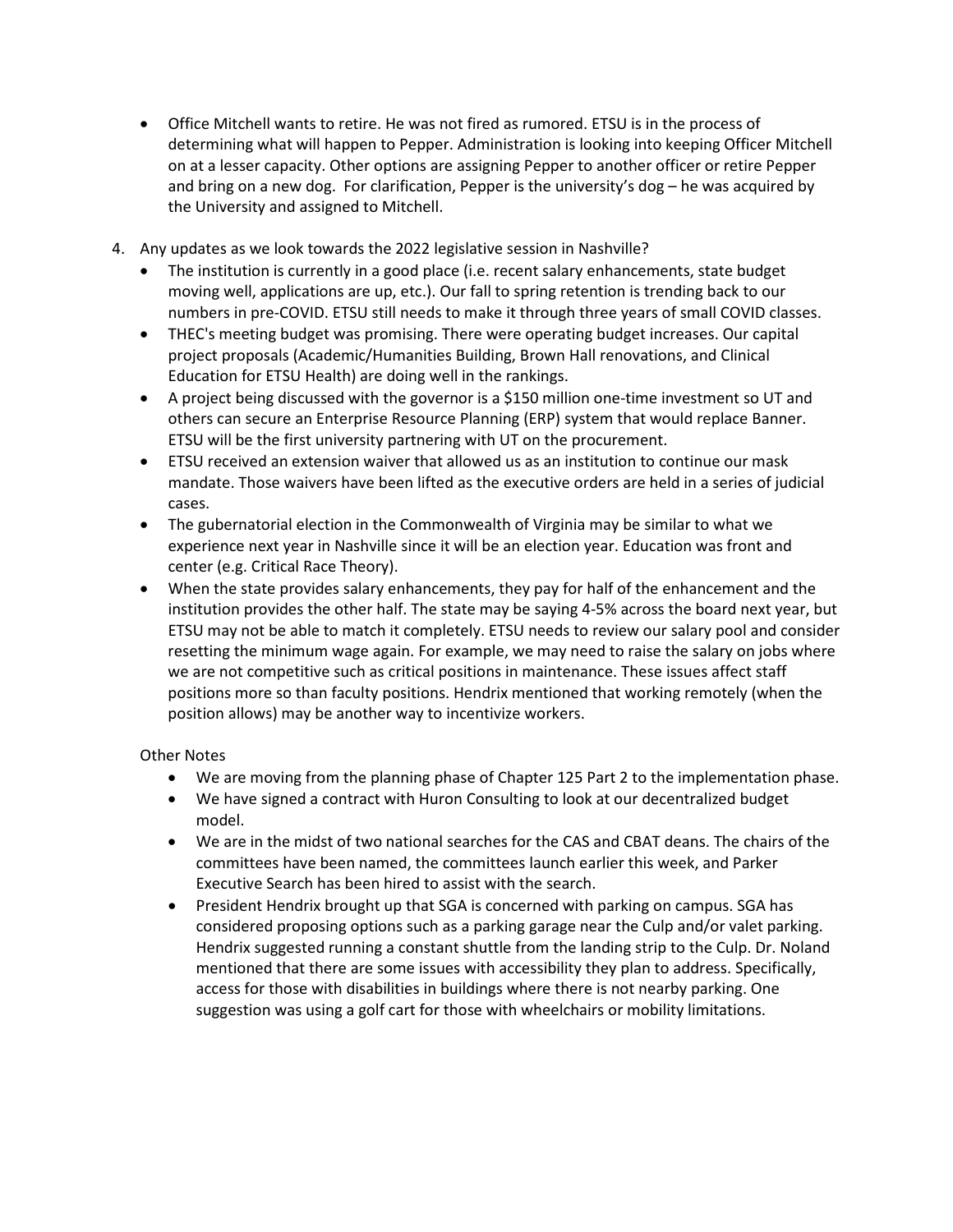- Office Mitchell wants to retire. He was not fired as rumored. ETSU is in the process of determining what will happen to Pepper. Administration is looking into keeping Officer Mitchell on at a lesser capacity. Other options are assigning Pepper to another officer or retire Pepper and bring on a new dog. For clarification, Pepper is the university's dog – he was acquired by the University and assigned to Mitchell.

4. Any updates as we look towards the 2022 legislative session in Nashville?
   - The institution is currently in a good place (i.e. recent salary enhancements, state budget moving well, applications are up, etc.). Our fall to spring retention is trending back to our numbers in pre-COVID. ETSU still needs to make it through three years of small COVID classes.
   - THEC's meeting budget was promising. There were operating budget increases. Our capital project proposals (Academic/Humanities Building, Brown Hall renovations, and Clinical Education for ETSU Health) are doing well in the rankings.
   - A project being discussed with the governor is a $150 million one-time investment so UT and others can secure an Enterprise Resource Planning (ERP) system that would replace Banner. ETSU will be the first university partnering with UT on the procurement.
   - ETSU received an extension waiver that allowed us as an institution to continue our mask mandate. Those waivers have been lifted as the executive orders are held in a series of judicial cases.
   - The gubernatorial election in the Commonwealth of Virginia may be similar to what we experience next year in Nashville since it will be an election year. Education was front and center (e.g. Critical Race Theory).
   - When the state provides salary enhancements, they pay for half of the enhancement and the institution provides the other half. The state may be saying 4-5% across the board next year, but ETSU may not be able to match it completely. ETSU needs to review our salary pool and consider resetting the minimum wage again. For example, we may need to raise the salary on jobs where we are not competitive such as critical positions in maintenance. These issues affect staff positions more so than faculty positions. Hendrix mentioned that working remotely (when the position allows) may be another way to incentivize workers.

   Other Notes

   - We are moving from the planning phase of Chapter 125 Part 2 to the implementation phase.
   - We have signed a contract with Huron Consulting to look at our decentralized budget model.
   - We are in the midst of two national searches for the CAS and CBAT deans. The chairs of the committees have been named, the committees launch earlier this week, and Parker Executive Search has been hired to assist with the search.
   - President Hendrix brought up that SGA is concerned with parking on campus. SGA has considered proposing options such as a parking garage near the Culp and/or valet parking. Hendrix suggested running a constant shuttle from the landing strip to the Culp. Dr. Noland mentioned that there are some issues with accessibility they plan to address. Specifically, access for those with disabilities in buildings where there is not nearby parking. One suggestion was using a golf cart for those with wheelchairs or mobility limitations.